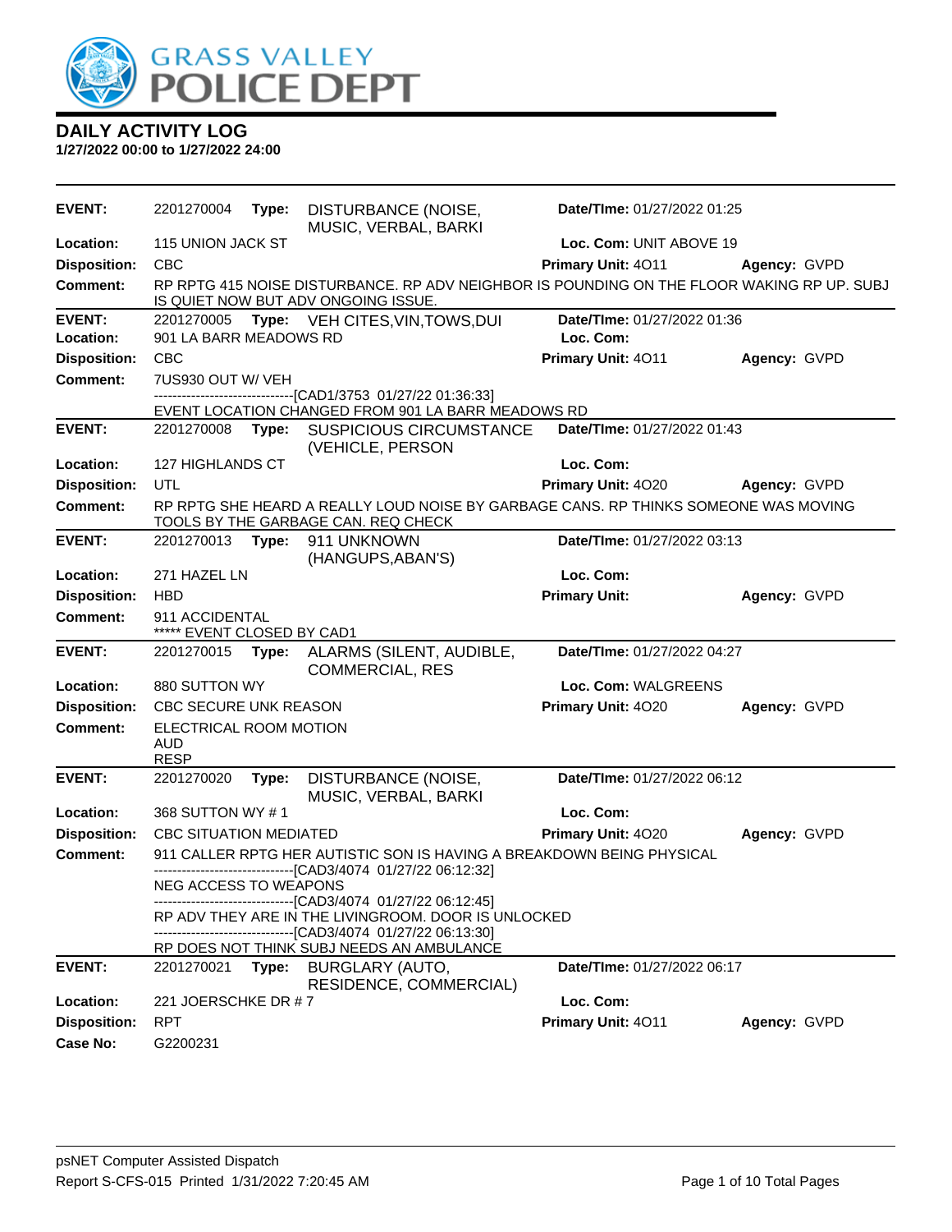# DAILY ACTIVITY LOG

**1/27/2022 00:00 to 1/27/2022 24:00**

---

**EVENT:** 2201270004 **Type:** DISTURBANCE (NOISE, MUSIC, VERBAL, BARKI **Date/TIme:** 01/27/2022 01:25
**Location:** 115 UNION JACK ST **Loc. Com:** UNIT ABOVE 19
**Disposition:** CBC **Primary Unit:** 4O11 **Agency:** GVPD
**Comment:** RP RPTG 415 NOISE DISTURBANCE. RP ADV NEIGHBOR IS POUNDING ON THE FLOOR WAKING RP UP. SUBJ IS QUIET NOW BUT ADV ONGOING ISSUE.

---

**EVENT:** 2201270005 **Type:** VEH CITES,VIN,TOWS,DUI **Date/TIme:** 01/27/2022 01:36
**Location:** 901 LA BARR MEADOWS RD **Loc. Com:**
**Disposition:** CBC **Primary Unit:** 4O11 **Agency:** GVPD
**Comment:** 7US930 OUT W/ VEH
------------------------------[CAD1/3753 01/27/22 01:36:33]
EVENT LOCATION CHANGED FROM 901 LA BARR MEADOWS RD

---

**EVENT:** 2201270008 **Type:** SUSPICIOUS CIRCUMSTANCE (VEHICLE, PERSON **Date/TIme:** 01/27/2022 01:43
**Location:** 127 HIGHLANDS CT **Loc. Com:**
**Disposition:** UTL **Primary Unit:** 4O20 **Agency:** GVPD
**Comment:** RP RPTG SHE HEARD A REALLY LOUD NOISE BY GARBAGE CANS. RP THINKS SOMEONE WAS MOVING TOOLS BY THE GARBAGE CAN. REQ CHECK

---

**EVENT:** 2201270013 **Type:** 911 UNKNOWN (HANGUPS,ABAN'S) **Date/TIme:** 01/27/2022 03:13
**Location:** 271 HAZEL LN **Loc. Com:**
**Disposition:** HBD **Primary Unit:** **Agency:** GVPD
**Comment:** 911 ACCIDENTAL
***** EVENT CLOSED BY CAD1

---

**EVENT:** 2201270015 **Type:** ALARMS (SILENT, AUDIBLE, COMMERCIAL, RES **Date/TIme:** 01/27/2022 04:27
**Location:** 880 SUTTON WY **Loc. Com:** WALGREENS
**Disposition:** CBC SECURE UNK REASON **Primary Unit:** 4O20 **Agency:** GVPD
**Comment:** ELECTRICAL ROOM MOTION
AUD
RESP

---

**EVENT:** 2201270020 **Type:** DISTURBANCE (NOISE, MUSIC, VERBAL, BARKI **Date/TIme:** 01/27/2022 06:12
**Location:** 368 SUTTON WY # 1 **Loc. Com:**
**Disposition:** CBC SITUATION MEDIATED **Primary Unit:** 4O20 **Agency:** GVPD
**Comment:** 911 CALLER RPTG HER AUTISTIC SON IS HAVING A BREAKDOWN BEING PHYSICAL
------------------------------[CAD3/4074 01/27/22 06:12:32]
NEG ACCESS TO WEAPONS
------------------------------[CAD3/4074 01/27/22 06:12:45]
RP ADV THEY ARE IN THE LIVINGROOM. DOOR IS UNLOCKED
------------------------------[CAD3/4074 01/27/22 06:13:30]
RP DOES NOT THINK SUBJ NEEDS AN AMBULANCE

---

**EVENT:** 2201270021 **Type:** BURGLARY (AUTO, RESIDENCE, COMMERCIAL) **Date/TIme:** 01/27/2022 06:17
**Location:** 221 JOERSCHKE DR # 7 **Loc. Com:**
**Disposition:** RPT **Primary Unit:** 4O11 **Agency:** GVPD
**Case No:** G2200231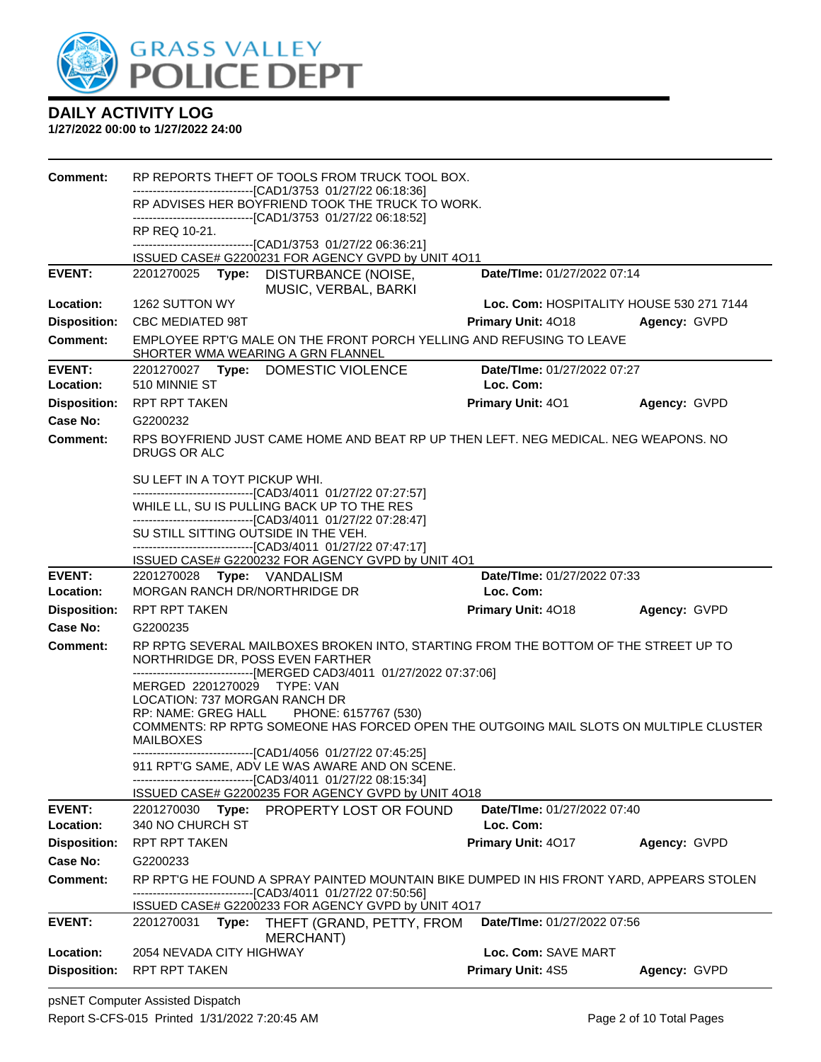## DAILY ACTIVITY LOG

**1/27/2022 00:00 to 1/27/2022 24:00**

**Comment:** RP REPORTS THEFT OF TOOLS FROM TRUCK TOOL BOX.
------------------------------[CAD1/3753 01/27/22 06:18:36]
RP ADVISES HER BOYFRIEND TOOK THE TRUCK TO WORK.
------------------------------[CAD1/3753 01/27/22 06:18:52]
RP REQ 10-21.
------------------------------[CAD1/3753 01/27/22 06:36:21]
ISSUED CASE# G2200231 FOR AGENCY GVPD by UNIT 4O11

---

**EVENT:** 2201270025 **Type:** DISTURBANCE (NOISE, MUSIC, VERBAL, BARKI **Date/TIme:** 01/27/2022 07:14
**Location:** 1262 SUTTON WY **Loc. Com:** HOSPITALITY HOUSE 530 271 7144
**Disposition:** CBC MEDIATED 98T **Primary Unit:** 4O18 **Agency:** GVPD
**Comment:** EMPLOYEE RPT'G MALE ON THE FRONT PORCH YELLING AND REFUSING TO LEAVE SHORTER WMA WEARING A GRN FLANNEL

---

**EVENT:** 2201270027 **Type:** DOMESTIC VIOLENCE **Date/TIme:** 01/27/2022 07:27
**Location:** 510 MINNIE ST **Loc. Com:**
**Disposition:** RPT RPT TAKEN **Primary Unit:** 4O1 **Agency:** GVPD
**Case No:** G2200232
**Comment:** RPS BOYFRIEND JUST CAME HOME AND BEAT RP UP THEN LEFT. NEG MEDICAL. NEG WEAPONS. NO DRUGS OR ALC

SU LEFT IN A TOYT PICKUP WHI.
------------------------------[CAD3/4011 01/27/22 07:27:57]
WHILE LL, SU IS PULLING BACK UP TO THE RES
------------------------------[CAD3/4011 01/27/22 07:28:47]
SU STILL SITTING OUTSIDE IN THE VEH.
------------------------------[CAD3/4011 01/27/22 07:47:17]
ISSUED CASE# G2200232 FOR AGENCY GVPD by UNIT 4O1

---

**EVENT:** 2201270028 **Type:** VANDALISM **Date/TIme:** 01/27/2022 07:33
**Location:** MORGAN RANCH DR/NORTHRIDGE DR **Loc. Com:**
**Disposition:** RPT RPT TAKEN **Primary Unit:** 4O18 **Agency:** GVPD
**Case No:** G2200235
**Comment:** RP RPTG SEVERAL MAILBOXES BROKEN INTO, STARTING FROM THE BOTTOM OF THE STREET UP TO NORTHRIDGE DR, POSS EVEN FARTHER
------------------------------[MERGED CAD3/4011 01/27/2022 07:37:06]
MERGED 2201270029 TYPE: VAN
LOCATION: 737 MORGAN RANCH DR
RP: NAME: GREG HALL PHONE: 6157767 (530)
COMMENTS: RP RPTG SOMEONE HAS FORCED OPEN THE OUTGOING MAIL SLOTS ON MULTIPLE CLUSTER MAILBOXES
------------------------------[CAD1/4056 01/27/22 07:45:25]
911 RPT'G SAME, ADV LE WAS AWARE AND ON SCENE.
------------------------------[CAD3/4011 01/27/22 08:15:34]
ISSUED CASE# G2200235 FOR AGENCY GVPD by UNIT 4O18

---

**EVENT:** 2201270030 **Type:** PROPERTY LOST OR FOUND **Date/TIme:** 01/27/2022 07:40
**Location:** 340 NO CHURCH ST **Loc. Com:**
**Disposition:** RPT RPT TAKEN **Primary Unit:** 4O17 **Agency:** GVPD
**Case No:** G2200233
**Comment:** RP RPT'G HE FOUND A SPRAY PAINTED MOUNTAIN BIKE DUMPED IN HIS FRONT YARD, APPEARS STOLEN
------------------------------[CAD3/4011 01/27/22 07:50:56]
ISSUED CASE# G2200233 FOR AGENCY GVPD by UNIT 4O17

---

**EVENT:** 2201270031 **Type:** THEFT (GRAND, PETTY, FROM MERCHANT) **Date/TIme:** 01/27/2022 07:56
**Location:** 2054 NEVADA CITY HIGHWAY **Loc. Com:** SAVE MART
**Disposition:** RPT RPT TAKEN **Primary Unit:** 4S5 **Agency:** GVPD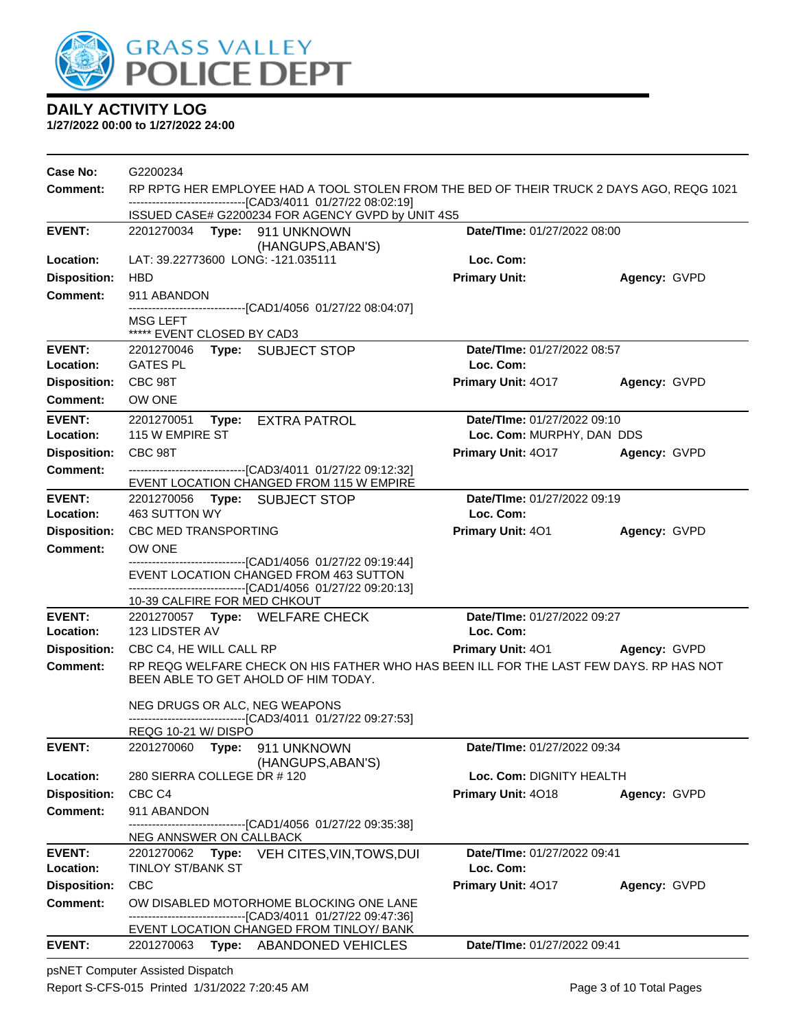# GRASS VALLEY POLICE DEPT

## DAILY ACTIVITY LOG

**1/27/2022 00:00 to 1/27/2022 24:00**

**Case No:** G2200234
**Comment:** RP RPTG HER EMPLOYEE HAD A TOOL STOLEN FROM THE BED OF THEIR TRUCK 2 DAYS AGO, REQG 1021
------------------------------[CAD3/4011 01/27/22 08:02:19]
ISSUED CASE# G2200234 FOR AGENCY GVPD by UNIT 4S5

---

**EVENT:** 2201270034 **Type:** 911 UNKNOWN (HANGUPS,ABAN'S) **Date/TIme:** 01/27/2022 08:00
**Location:** LAT: 39.22773600 LONG: -121.035111 **Loc. Com:**
**Disposition:** HBD **Primary Unit:** **Agency:** GVPD
**Comment:** 911 ABANDON
------------------------------[CAD1/4056 01/27/22 08:04:07]
MSG LEFT
***** EVENT CLOSED BY CAD3

---

**EVENT:** 2201270046 **Type:** SUBJECT STOP **Date/TIme:** 01/27/2022 08:57
**Location:** GATES PL **Loc. Com:**
**Disposition:** CBC 98T **Primary Unit:** 4O17 **Agency:** GVPD
**Comment:** OW ONE

---

**EVENT:** 2201270051 **Type:** EXTRA PATROL **Date/TIme:** 01/27/2022 09:10
**Location:** 115 W EMPIRE ST **Loc. Com:** MURPHY, DAN DDS
**Disposition:** CBC 98T **Primary Unit:** 4O17 **Agency:** GVPD
**Comment:** ------------------------------[CAD3/4011 01/27/22 09:12:32]
EVENT LOCATION CHANGED FROM 115 W EMPIRE

---

**EVENT:** 2201270056 **Type:** SUBJECT STOP **Date/TIme:** 01/27/2022 09:19
**Location:** 463 SUTTON WY **Loc. Com:**
**Disposition:** CBC MED TRANSPORTING **Primary Unit:** 4O1 **Agency:** GVPD
**Comment:** OW ONE
------------------------------[CAD1/4056 01/27/22 09:19:44]
EVENT LOCATION CHANGED FROM 463 SUTTON
------------------------------[CAD1/4056 01/27/22 09:20:13]
10-39 CALFIRE FOR MED CHKOUT

---

**EVENT:** 2201270057 **Type:** WELFARE CHECK **Date/TIme:** 01/27/2022 09:27
**Location:** 123 LIDSTER AV **Loc. Com:**
**Disposition:** CBC C4, HE WILL CALL RP **Primary Unit:** 4O1 **Agency:** GVPD
**Comment:** RP REQG WELFARE CHECK ON HIS FATHER WHO HAS BEEN ILL FOR THE LAST FEW DAYS. RP HAS NOT BEEN ABLE TO GET AHOLD OF HIM TODAY.

NEG DRUGS OR ALC, NEG WEAPONS
------------------------------[CAD3/4011 01/27/22 09:27:53]
REQG 10-21 W/ DISPO

---

**EVENT:** 2201270060 **Type:** 911 UNKNOWN (HANGUPS,ABAN'S) **Date/TIme:** 01/27/2022 09:34
**Location:** 280 SIERRA COLLEGE DR # 120 **Loc. Com:** DIGNITY HEALTH
**Disposition:** CBC C4 **Primary Unit:** 4O18 **Agency:** GVPD
**Comment:** 911 ABANDON
------------------------------[CAD1/4056 01/27/22 09:35:38]
NEG ANNSWER ON CALLBACK

---

**EVENT:** 2201270062 **Type:** VEH CITES,VIN,TOWS,DUI **Date/TIme:** 01/27/2022 09:41
**Location:** TINLOY ST/BANK ST **Loc. Com:**
**Disposition:** CBC **Primary Unit:** 4O17 **Agency:** GVPD
**Comment:** OW DISABLED MOTORHOME BLOCKING ONE LANE
------------------------------[CAD3/4011 01/27/22 09:47:36]
EVENT LOCATION CHANGED FROM TINLOY/ BANK

---

**EVENT:** 2201270063 **Type:** ABANDONED VEHICLES **Date/TIme:** 01/27/2022 09:41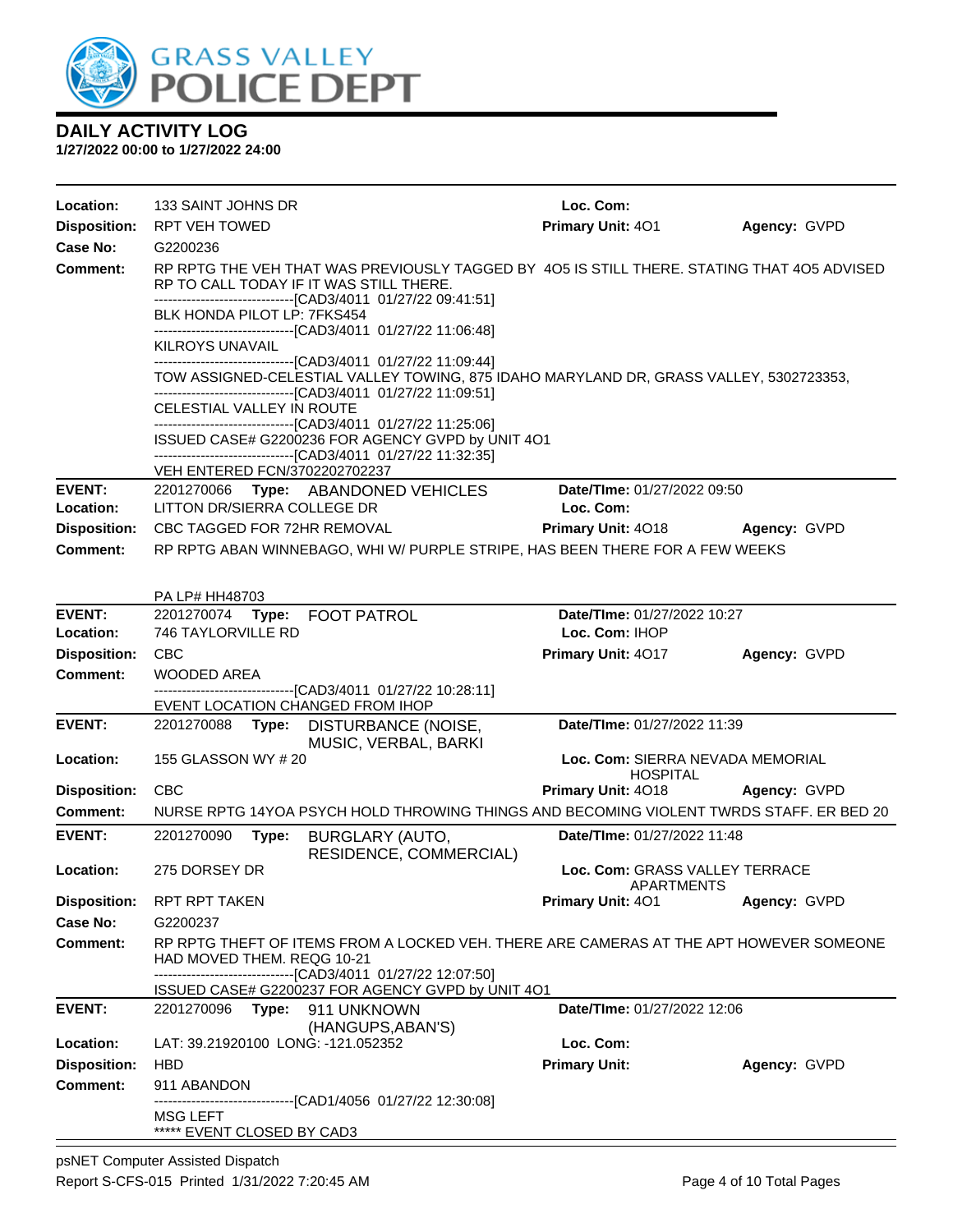# DAILY ACTIVITY LOG

**1/27/2022 00:00 to 1/27/2022 24:00**

**Location:** 133 SAINT JOHNS DR **Loc. Com:**
**Disposition:** RPT VEH TOWED **Primary Unit:** 4O1 **Agency:** GVPD
**Case No:** G2200236
**Comment:** RP RPTG THE VEH THAT WAS PREVIOUSLY TAGGED BY 4O5 IS STILL THERE. STATING THAT 4O5 ADVISED RP TO CALL TODAY IF IT WAS STILL THERE.
------------------------------[CAD3/4011 01/27/22 09:41:51]
BLK HONDA PILOT LP: 7FKS454
------------------------------[CAD3/4011 01/27/22 11:06:48]
KILROYS UNAVAIL
------------------------------[CAD3/4011 01/27/22 11:09:44]
TOW ASSIGNED-CELESTIAL VALLEY TOWING, 875 IDAHO MARYLAND DR, GRASS VALLEY, 5302723353,
------------------------------[CAD3/4011 01/27/22 11:09:51]
CELESTIAL VALLEY IN ROUTE
------------------------------[CAD3/4011 01/27/22 11:25:06]
ISSUED CASE# G2200236 FOR AGENCY GVPD by UNIT 4O1
------------------------------[CAD3/4011 01/27/22 11:32:35]
VEH ENTERED FCN/3702202702237

---

**EVENT:** 2201270066 **Type:** ABANDONED VEHICLES **Date/TIme:** 01/27/2022 09:50
**Location:** LITTON DR/SIERRA COLLEGE DR **Loc. Com:**
**Disposition:** CBC TAGGED FOR 72HR REMOVAL **Primary Unit:** 4O18 **Agency:** GVPD
**Comment:** RP RPTG ABAN WINNEBAGO, WHI W/ PURPLE STRIPE, HAS BEEN THERE FOR A FEW WEEKS

PA LP# HH48703

---

**EVENT:** 2201270074 **Type:** FOOT PATROL **Date/TIme:** 01/27/2022 10:27
**Location:** 746 TAYLORVILLE RD **Loc. Com:** IHOP
**Disposition:** CBC **Primary Unit:** 4O17 **Agency:** GVPD
**Comment:** WOODED AREA
------------------------------[CAD3/4011 01/27/22 10:28:11]
EVENT LOCATION CHANGED FROM IHOP

---

**EVENT:** 2201270088 **Type:** DISTURBANCE (NOISE, MUSIC, VERBAL, BARKI **Date/TIme:** 01/27/2022 11:39
**Location:** 155 GLASSON WY # 20 **Loc. Com:** SIERRA NEVADA MEMORIAL HOSPITAL
**Disposition:** CBC **Primary Unit:** 4O18 **Agency:** GVPD
**Comment:** NURSE RPTG 14YOA PSYCH HOLD THROWING THINGS AND BECOMING VIOLENT TWRDS STAFF. ER BED 20

---

**EVENT:** 2201270090 **Type:** BURGLARY (AUTO, RESIDENCE, COMMERCIAL) **Date/TIme:** 01/27/2022 11:48
**Location:** 275 DORSEY DR **Loc. Com:** GRASS VALLEY TERRACE APARTMENTS
**Disposition:** RPT RPT TAKEN **Primary Unit:** 4O1 **Agency:** GVPD
**Case No:** G2200237
**Comment:** RP RPTG THEFT OF ITEMS FROM A LOCKED VEH. THERE ARE CAMERAS AT THE APT HOWEVER SOMEONE HAD MOVED THEM. REQG 10-21
------------------------------[CAD3/4011 01/27/22 12:07:50]
ISSUED CASE# G2200237 FOR AGENCY GVPD by UNIT 4O1

---

**EVENT:** 2201270096 **Type:** 911 UNKNOWN (HANGUPS,ABAN'S) **Date/TIme:** 01/27/2022 12:06
**Location:** LAT: 39.21920100 LONG: -121.052352 **Loc. Com:**
**Disposition:** HBD **Primary Unit:** **Agency:** GVPD
**Comment:** 911 ABANDON
------------------------------[CAD1/4056 01/27/22 12:30:08]
MSG LEFT
***** EVENT CLOSED BY CAD3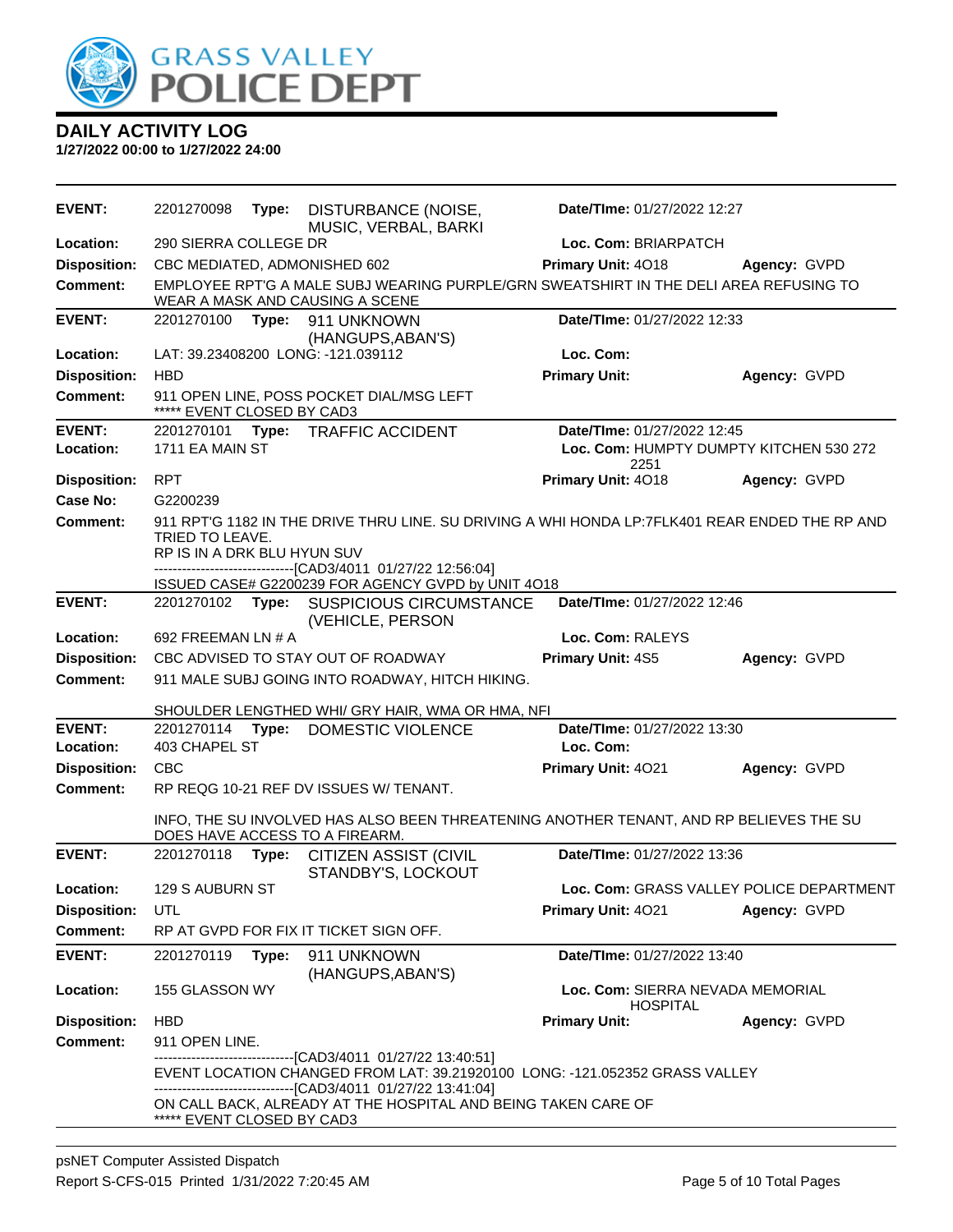# GRASS VALLEY POLICE DEPT

## DAILY ACTIVITY LOG

**1/27/2022 00:00 to 1/27/2022 24:00**

---

**EVENT:** 2201270098 **Type:** DISTURBANCE (NOISE, MUSIC, VERBAL, BARKI **Date/TIme:** 01/27/2022 12:27
**Location:** 290 SIERRA COLLEGE DR **Loc. Com:** BRIARPATCH
**Disposition:** CBC MEDIATED, ADMONISHED 602 **Primary Unit:** 4O18 **Agency:** GVPD
**Comment:** EMPLOYEE RPT'G A MALE SUBJ WEARING PURPLE/GRN SWEATSHIRT IN THE DELI AREA REFUSING TO WEAR A MASK AND CAUSING A SCENE

---

**EVENT:** 2201270100 **Type:** 911 UNKNOWN (HANGUPS,ABAN'S) **Date/TIme:** 01/27/2022 12:33
**Location:** LAT: 39.23408200 LONG: -121.039112 **Loc. Com:**
**Disposition:** HBD **Primary Unit:** **Agency:** GVPD
**Comment:** 911 OPEN LINE, POSS POCKET DIAL/MSG LEFT
***** EVENT CLOSED BY CAD3

---

**EVENT:** 2201270101 **Type:** TRAFFIC ACCIDENT **Date/TIme:** 01/27/2022 12:45
**Location:** 1711 EA MAIN ST **Loc. Com:** HUMPTY DUMPTY KITCHEN 530 272 2251
**Disposition:** RPT **Primary Unit:** 4O18 **Agency:** GVPD
**Case No:** G2200239
**Comment:** 911 RPT'G 1182 IN THE DRIVE THRU LINE. SU DRIVING A WHI HONDA LP:7FLK401 REAR ENDED THE RP AND TRIED TO LEAVE.
RP IS IN A DRK BLU HYUN SUV
------------------------------[CAD3/4011 01/27/22 12:56:04]
ISSUED CASE# G2200239 FOR AGENCY GVPD by UNIT 4O18

---

**EVENT:** 2201270102 **Type:** SUSPICIOUS CIRCUMSTANCE (VEHICLE, PERSON **Date/TIme:** 01/27/2022 12:46
**Location:** 692 FREEMAN LN # A **Loc. Com:** RALEYS
**Disposition:** CBC ADVISED TO STAY OUT OF ROADWAY **Primary Unit:** 4S5 **Agency:** GVPD
**Comment:** 911 MALE SUBJ GOING INTO ROADWAY, HITCH HIKING.

SHOULDER LENGTHED WHI/ GRY HAIR, WMA OR HMA, NFI

---

**EVENT:** 2201270114 **Type:** DOMESTIC VIOLENCE **Date/TIme:** 01/27/2022 13:30
**Location:** 403 CHAPEL ST **Loc. Com:**
**Disposition:** CBC **Primary Unit:** 4O21 **Agency:** GVPD
**Comment:** RP REQG 10-21 REF DV ISSUES W/ TENANT.

INFO, THE SU INVOLVED HAS ALSO BEEN THREATENING ANOTHER TENANT, AND RP BELIEVES THE SU DOES HAVE ACCESS TO A FIREARM.

---

**EVENT:** 2201270118 **Type:** CITIZEN ASSIST (CIVIL STANDBY'S, LOCKOUT **Date/TIme:** 01/27/2022 13:36
**Location:** 129 S AUBURN ST **Loc. Com:** GRASS VALLEY POLICE DEPARTMENT
**Disposition:** UTL **Primary Unit:** 4O21 **Agency:** GVPD
**Comment:** RP AT GVPD FOR FIX IT TICKET SIGN OFF.

---

**EVENT:** 2201270119 **Type:** 911 UNKNOWN (HANGUPS,ABAN'S) **Date/TIme:** 01/27/2022 13:40
**Location:** 155 GLASSON WY **Loc. Com:** SIERRA NEVADA MEMORIAL HOSPITAL
**Disposition:** HBD **Primary Unit:** **Agency:** GVPD
**Comment:** 911 OPEN LINE.
------------------------------[CAD3/4011 01/27/22 13:40:51]
EVENT LOCATION CHANGED FROM LAT: 39.21920100 LONG: -121.052352 GRASS VALLEY
------------------------------[CAD3/4011 01/27/22 13:41:04]
ON CALL BACK, ALREADY AT THE HOSPITAL AND BEING TAKEN CARE OF
***** EVENT CLOSED BY CAD3

---

psNET Computer Assisted Dispatch
Report S-CFS-015 Printed 1/31/2022 7:20:45 AM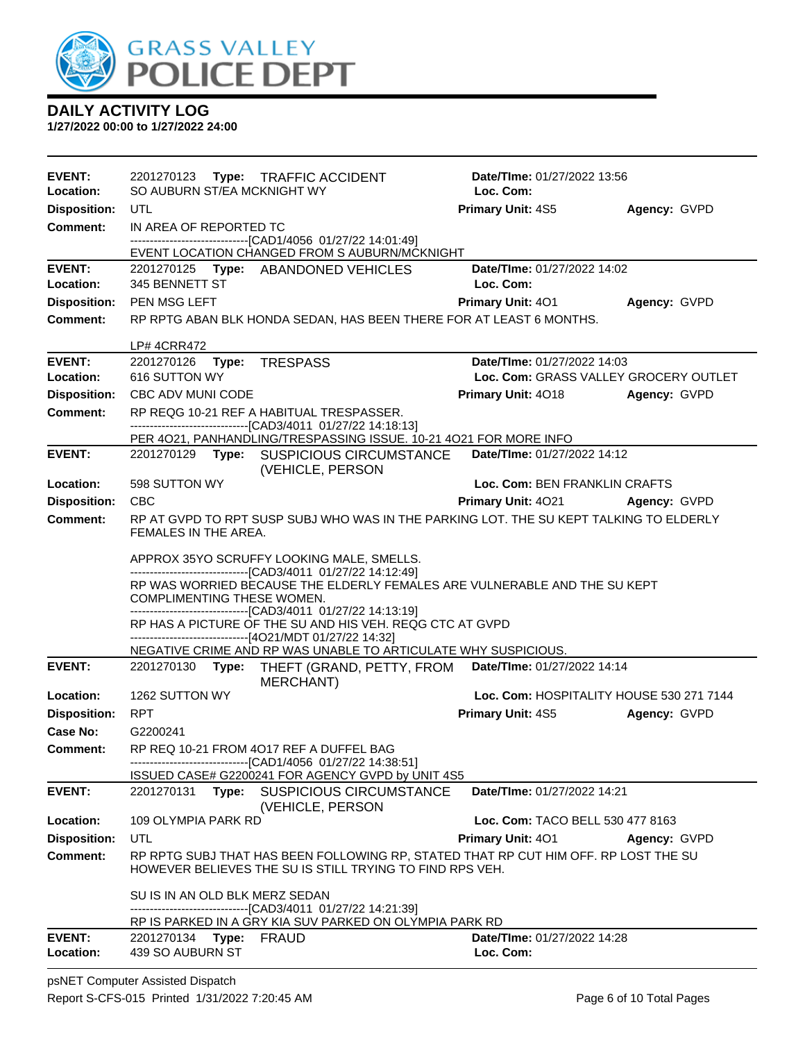# GRASS VALLEY POLICE DEPT

## DAILY ACTIVITY LOG
**1/27/2022 00:00 to 1/27/2022 24:00**

---

**EVENT:** 2201270123 **Type:** TRAFFIC ACCIDENT **Date/TIme:** 01/27/2022 13:56
**Location:** SO AUBURN ST/EA MCKNIGHT WY **Loc. Com:**
**Disposition:** UTL **Primary Unit:** 4S5 **Agency:** GVPD
**Comment:** IN AREA OF REPORTED TC
------------------------------[CAD1/4056 01/27/22 14:01:49]
EVENT LOCATION CHANGED FROM S AUBURN/MCKNIGHT

---

**EVENT:** 2201270125 **Type:** ABANDONED VEHICLES **Date/TIme:** 01/27/2022 14:02
**Location:** 345 BENNETT ST **Loc. Com:**
**Disposition:** PEN MSG LEFT **Primary Unit:** 4O1 **Agency:** GVPD
**Comment:** RP RPTG ABAN BLK HONDA SEDAN, HAS BEEN THERE FOR AT LEAST 6 MONTHS.

LP# 4CRR472

---

**EVENT:** 2201270126 **Type:** TRESPASS **Date/TIme:** 01/27/2022 14:03
**Location:** 616 SUTTON WY **Loc. Com:** GRASS VALLEY GROCERY OUTLET
**Disposition:** CBC ADV MUNI CODE **Primary Unit:** 4O18 **Agency:** GVPD
**Comment:** RP REQG 10-21 REF A HABITUAL TRESPASSER.
------------------------------[CAD3/4011 01/27/22 14:18:13]
PER 4O21, PANHANDLING/TRESPASSING ISSUE. 10-21 4O21 FOR MORE INFO

---

**EVENT:** 2201270129 **Type:** SUSPICIOUS CIRCUMSTANCE (VEHICLE, PERSON **Date/TIme:** 01/27/2022 14:12
**Location:** 598 SUTTON WY **Loc. Com:** BEN FRANKLIN CRAFTS
**Disposition:** CBC **Primary Unit:** 4O21 **Agency:** GVPD
**Comment:** RP AT GVPD TO RPT SUSP SUBJ WHO WAS IN THE PARKING LOT. THE SU KEPT TALKING TO ELDERLY FEMALES IN THE AREA.

APPROX 35YO SCRUFFY LOOKING MALE, SMELLS.
------------------------------[CAD3/4011 01/27/22 14:12:49]
RP WAS WORRIED BECAUSE THE ELDERLY FEMALES ARE VULNERABLE AND THE SU KEPT COMPLIMENTING THESE WOMEN.
------------------------------[CAD3/4011 01/27/22 14:13:19]
RP HAS A PICTURE OF THE SU AND HIS VEH. REQG CTC AT GVPD
------------------------------[4O21/MDT 01/27/22 14:32]
NEGATIVE CRIME AND RP WAS UNABLE TO ARTICULATE WHY SUSPICIOUS.

---

**EVENT:** 2201270130 **Type:** THEFT (GRAND, PETTY, FROM MERCHANT) **Date/TIme:** 01/27/2022 14:14
**Location:** 1262 SUTTON WY **Loc. Com:** HOSPITALITY HOUSE 530 271 7144
**Disposition:** RPT **Primary Unit:** 4S5 **Agency:** GVPD
**Case No:** G2200241
**Comment:** RP REQ 10-21 FROM 4O17 REF A DUFFEL BAG
------------------------------[CAD1/4056 01/27/22 14:38:51]
ISSUED CASE# G2200241 FOR AGENCY GVPD by UNIT 4S5

---

**EVENT:** 2201270131 **Type:** SUSPICIOUS CIRCUMSTANCE (VEHICLE, PERSON **Date/TIme:** 01/27/2022 14:21
**Location:** 109 OLYMPIA PARK RD **Loc. Com:** TACO BELL 530 477 8163
**Disposition:** UTL **Primary Unit:** 4O1 **Agency:** GVPD
**Comment:** RP RPTG SUBJ THAT HAS BEEN FOLLOWING RP, STATED THAT RP CUT HIM OFF. RP LOST THE SU HOWEVER BELIEVES THE SU IS STILL TRYING TO FIND RPS VEH.

SU IS IN AN OLD BLK MERZ SEDAN
------------------------------[CAD3/4011 01/27/22 14:21:39]
RP IS PARKED IN A GRY KIA SUV PARKED ON OLYMPIA PARK RD

---

**EVENT:** 2201270134 **Type:** FRAUD **Date/TIme:** 01/27/2022 14:28
**Location:** 439 SO AUBURN ST **Loc. Com:**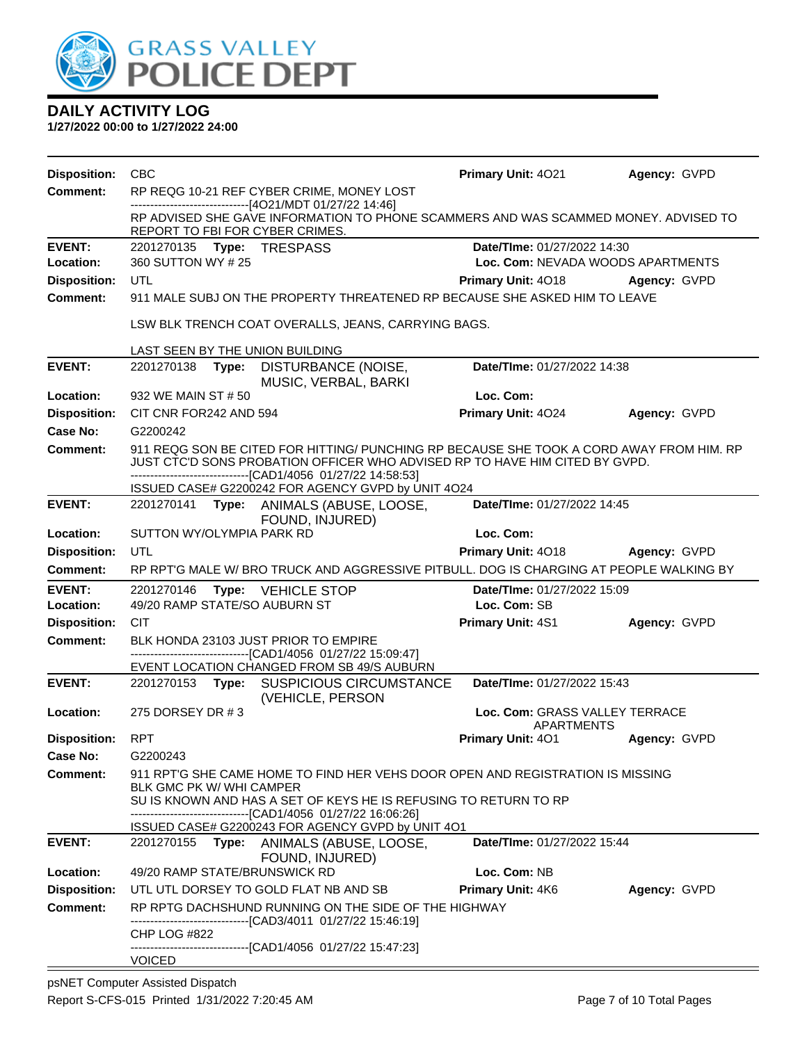# DAILY ACTIVITY LOG

**1/27/2022 00:00 to 1/27/2022 24:00**

| | | | |
|---|---|---|---|
| **Disposition:** CBC | | **Primary Unit:** 4O21 | **Agency:** GVPD |
| **Comment:** | RP REQG 10-21 REF CYBER CRIME, MONEY LOST<br>------------------------------[4O21/MDT 01/27/22 14:46]<br>RP ADVISED SHE GAVE INFORMATION TO PHONE SCAMMERS AND WAS SCAMMED MONEY. ADVISED TO REPORT TO FBI FOR CYBER CRIMES. | | |
| **EVENT:** | 2201270135 **Type:** TRESPASS | **Date/TIme:** 01/27/2022 14:30 | |
| **Location:** | 360 SUTTON WY # 25 | **Loc. Com:** NEVADA WOODS APARTMENTS | |
| **Disposition:** | UTL | **Primary Unit:** 4O18 | **Agency:** GVPD |
| **Comment:** | 911 MALE SUBJ ON THE PROPERTY THREATENED RP BECAUSE SHE ASKED HIM TO LEAVE<br><br>LSW BLK TRENCH COAT OVERALLS, JEANS, CARRYING BAGS.<br><br>LAST SEEN BY THE UNION BUILDING | | |
| **EVENT:** | 2201270138 **Type:** DISTURBANCE (NOISE, MUSIC, VERBAL, BARKI | **Date/TIme:** 01/27/2022 14:38 | |
| **Location:** | 932 WE MAIN ST # 50 | **Loc. Com:** | |
| **Disposition:** | CIT CNR FOR242 AND 594 | **Primary Unit:** 4O24 | **Agency:** GVPD |
| **Case No:** | G2200242 | | |
| **Comment:** | 911 REQG SON BE CITED FOR HITTING/ PUNCHING RP BECAUSE SHE TOOK A CORD AWAY FROM HIM. RP JUST CTC'D SONS PROBATION OFFICER WHO ADVISED RP TO HAVE HIM CITED BY GVPD.<br>------------------------------[CAD1/4056 01/27/22 14:58:53]<br>ISSUED CASE# G2200242 FOR AGENCY GVPD by UNIT 4O24 | | |
| **EVENT:** | 2201270141 **Type:** ANIMALS (ABUSE, LOOSE, FOUND, INJURED) | **Date/TIme:** 01/27/2022 14:45 | |
| **Location:** | SUTTON WY/OLYMPIA PARK RD | **Loc. Com:** | |
| **Disposition:** | UTL | **Primary Unit:** 4O18 | **Agency:** GVPD |
| **Comment:** | RP RPT'G MALE W/ BRO TRUCK AND AGGRESSIVE PITBULL. DOG IS CHARGING AT PEOPLE WALKING BY | | |
| **EVENT:** | 2201270146 **Type:** VEHICLE STOP | **Date/TIme:** 01/27/2022 15:09 | |
| **Location:** | 49/20 RAMP STATE/SO AUBURN ST | **Loc. Com:** SB | |
| **Disposition:** | CIT | **Primary Unit:** 4S1 | **Agency:** GVPD |
| **Comment:** | BLK HONDA 23103 JUST PRIOR TO EMPIRE<br>------------------------------[CAD1/4056 01/27/22 15:09:47]<br>EVENT LOCATION CHANGED FROM SB 49/S AUBURN | | |
| **EVENT:** | 2201270153 **Type:** SUSPICIOUS CIRCUMSTANCE (VEHICLE, PERSON | **Date/TIme:** 01/27/2022 15:43 | |
| **Location:** | 275 DORSEY DR # 3 | **Loc. Com:** GRASS VALLEY TERRACE APARTMENTS | |
| **Disposition:** | RPT | **Primary Unit:** 4O1 | **Agency:** GVPD |
| **Case No:** | G2200243 | | |
| **Comment:** | 911 RPT'G SHE CAME HOME TO FIND HER VEHS DOOR OPEN AND REGISTRATION IS MISSING<br>BLK GMC PK W/ WHI CAMPER<br>SU IS KNOWN AND HAS A SET OF KEYS HE IS REFUSING TO RETURN TO RP<br>------------------------------[CAD1/4056 01/27/22 16:06:26]<br>ISSUED CASE# G2200243 FOR AGENCY GVPD by UNIT 4O1 | | |
| **EVENT:** | 2201270155 **Type:** ANIMALS (ABUSE, LOOSE, FOUND, INJURED) | **Date/TIme:** 01/27/2022 15:44 | |
| **Location:** | 49/20 RAMP STATE/BRUNSWICK RD | **Loc. Com:** NB | |
| **Disposition:** | UTL UTL DORSEY TO GOLD FLAT NB AND SB | **Primary Unit:** 4K6 | **Agency:** GVPD |
| **Comment:** | RP RPTG DACHSHUND RUNNING ON THE SIDE OF THE HIGHWAY<br>------------------------------[CAD3/4011 01/27/22 15:46:19]<br>CHP LOG #822<br>------------------------------[CAD1/4056 01/27/22 15:47:23]<br>VOICED | | |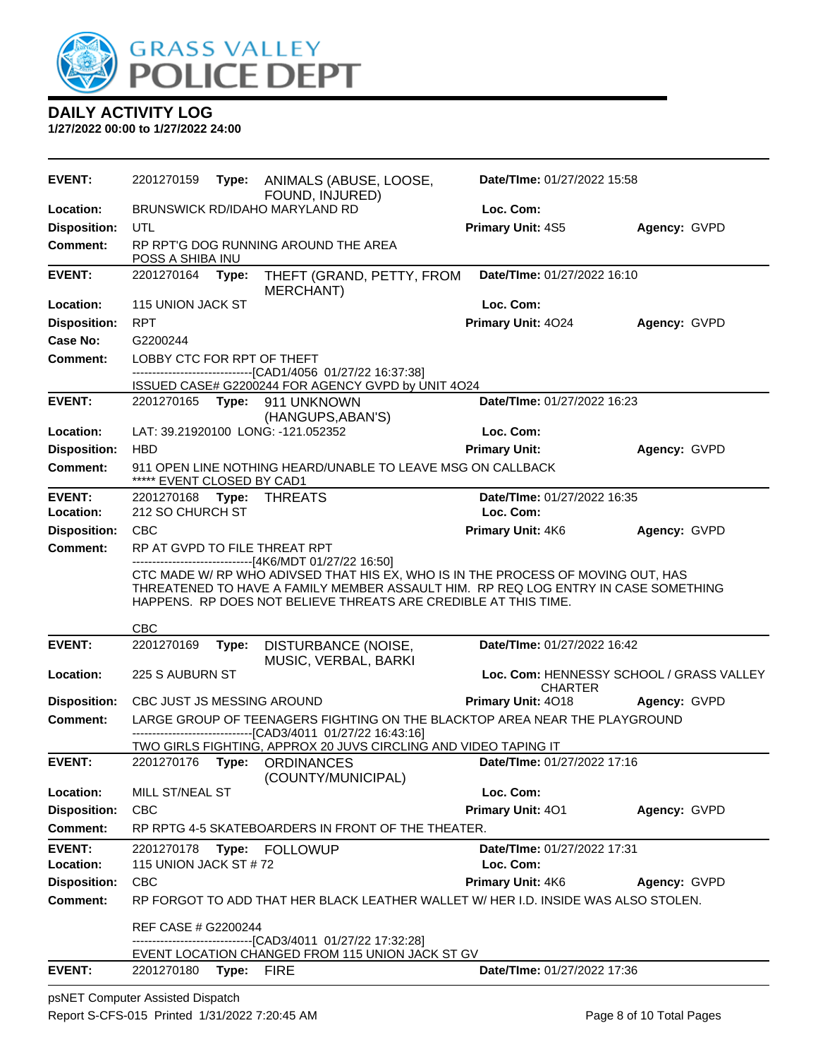# DAILY ACTIVITY LOG

**1/27/2022 00:00 to 1/27/2022 24:00**

---

**EVENT:** 2201270159 **Type:** ANIMALS (ABUSE, LOOSE, FOUND, INJURED) **Date/TIme:** 01/27/2022 15:58
**Location:** BRUNSWICK RD/IDAHO MARYLAND RD **Loc. Com:**
**Disposition:** UTL **Primary Unit:** 4S5 **Agency:** GVPD
**Comment:** RP RPT'G DOG RUNNING AROUND THE AREA
POSS A SHIBA INU

---

**EVENT:** 2201270164 **Type:** THEFT (GRAND, PETTY, FROM MERCHANT) **Date/TIme:** 01/27/2022 16:10
**Location:** 115 UNION JACK ST **Loc. Com:**
**Disposition:** RPT **Primary Unit:** 4O24 **Agency:** GVPD
**Case No:** G2200244
**Comment:** LOBBY CTC FOR RPT OF THEFT
------------------------------[CAD1/4056 01/27/22 16:37:38]
ISSUED CASE# G2200244 FOR AGENCY GVPD by UNIT 4O24

---

**EVENT:** 2201270165 **Type:** 911 UNKNOWN (HANGUPS,ABAN'S) **Date/TIme:** 01/27/2022 16:23
**Location:** LAT: 39.21920100 LONG: -121.052352 **Loc. Com:**
**Disposition:** HBD **Primary Unit:** **Agency:** GVPD
**Comment:** 911 OPEN LINE NOTHING HEARD/UNABLE TO LEAVE MSG ON CALLBACK
***** EVENT CLOSED BY CAD1

---

**EVENT:** 2201270168 **Type:** THREATS **Date/TIme:** 01/27/2022 16:35
**Location:** 212 SO CHURCH ST **Loc. Com:**
**Disposition:** CBC **Primary Unit:** 4K6 **Agency:** GVPD
**Comment:** RP AT GVPD TO FILE THREAT RPT
------------------------------[4K6/MDT 01/27/22 16:50]
CTC MADE W/ RP WHO ADIVSED THAT HIS EX, WHO IS IN THE PROCESS OF MOVING OUT, HAS THREATENED TO HAVE A FAMILY MEMBER ASSAULT HIM. RP REQ LOG ENTRY IN CASE SOMETHING HAPPENS. RP DOES NOT BELIEVE THREATS ARE CREDIBLE AT THIS TIME.

CBC

---

**EVENT:** 2201270169 **Type:** DISTURBANCE (NOISE, MUSIC, VERBAL, BARKI **Date/TIme:** 01/27/2022 16:42
**Location:** 225 S AUBURN ST **Loc. Com:** HENNESSY SCHOOL / GRASS VALLEY CHARTER
**Disposition:** CBC JUST JS MESSING AROUND **Primary Unit:** 4O18 **Agency:** GVPD
**Comment:** LARGE GROUP OF TEENAGERS FIGHTING ON THE BLACKTOP AREA NEAR THE PLAYGROUND
------------------------------[CAD3/4011 01/27/22 16:43:16]
TWO GIRLS FIGHTING, APPROX 20 JUVS CIRCLING AND VIDEO TAPING IT

---

**EVENT:** 2201270176 **Type:** ORDINANCES (COUNTY/MUNICIPAL) **Date/TIme:** 01/27/2022 17:16
**Location:** MILL ST/NEAL ST **Loc. Com:**
**Disposition:** CBC **Primary Unit:** 4O1 **Agency:** GVPD
**Comment:** RP RPTG 4-5 SKATEBOARDERS IN FRONT OF THE THEATER.

---

**EVENT:** 2201270178 **Type:** FOLLOWUP **Date/TIme:** 01/27/2022 17:31
**Location:** 115 UNION JACK ST # 72 **Loc. Com:**
**Disposition:** CBC **Primary Unit:** 4K6 **Agency:** GVPD
**Comment:** RP FORGOT TO ADD THAT HER BLACK LEATHER WALLET W/ HER I.D. INSIDE WAS ALSO STOLEN.

REF CASE # G2200244
------------------------------[CAD3/4011 01/27/22 17:32:28]
EVENT LOCATION CHANGED FROM 115 UNION JACK ST GV

---

**EVENT:** 2201270180 **Type:** FIRE **Date/TIme:** 01/27/2022 17:36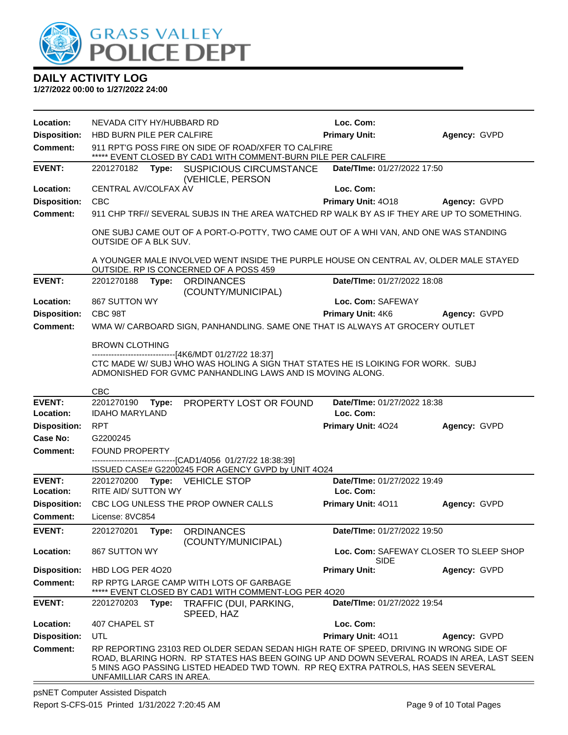# GRASS VALLEY POLICE DEPT

## DAILY ACTIVITY LOG

**1/27/2022 00:00 to 1/27/2022 24:00**

**Location:** NEVADA CITY HY/HUBBARD RD **Loc. Com:**
**Disposition:** HBD BURN PILE PER CALFIRE **Primary Unit:** **Agency:** GVPD
**Comment:** 911 RPT'G POSS FIRE ON SIDE OF ROAD/XFER TO CALFIRE
***** EVENT CLOSED BY CAD1 WITH COMMENT-BURN PILE PER CALFIRE

---

**EVENT:** 2201270182 **Type:** SUSPICIOUS CIRCUMSTANCE (VEHICLE, PERSON **Date/TIme:** 01/27/2022 17:50
**Location:** CENTRAL AV/COLFAX AV **Loc. Com:**
**Disposition:** CBC **Primary Unit:** 4O18 **Agency:** GVPD
**Comment:** 911 CHP TRF// SEVERAL SUBJS IN THE AREA WATCHED RP WALK BY AS IF THEY ARE UP TO SOMETHING.

ONE SUBJ CAME OUT OF A PORT-O-POTTY, TWO CAME OUT OF A WHI VAN, AND ONE WAS STANDING OUTSIDE OF A BLK SUV.

A YOUNGER MALE INVOLVED WENT INSIDE THE PURPLE HOUSE ON CENTRAL AV, OLDER MALE STAYED OUTSIDE. RP IS CONCERNED OF A POSS 459

---

**EVENT:** 2201270188 **Type:** ORDINANCES (COUNTY/MUNICIPAL) **Date/TIme:** 01/27/2022 18:08
**Location:** 867 SUTTON WY **Loc. Com:** SAFEWAY
**Disposition:** CBC 98T **Primary Unit:** 4K6 **Agency:** GVPD
**Comment:** WMA W/ CARBOARD SIGN, PANHANDLING. SAME ONE THAT IS ALWAYS AT GROCERY OUTLET

BROWN CLOTHING
------------------------------[4K6/MDT 01/27/22 18:37]
CTC MADE W/ SUBJ WHO WAS HOLING A SIGN THAT STATES HE IS LOIKING FOR WORK. SUBJ ADMONISHED FOR GVMC PANHANDLING LAWS AND IS MOVING ALONG.

CBC

---

**EVENT:** 2201270190 **Type:** PROPERTY LOST OR FOUND **Date/TIme:** 01/27/2022 18:38
**Location:** IDAHO MARYLAND **Loc. Com:**
**Disposition:** RPT **Primary Unit:** 4O24 **Agency:** GVPD
**Case No:** G2200245
**Comment:** FOUND PROPERTY
------------------------------[CAD1/4056 01/27/22 18:38:39]
ISSUED CASE# G2200245 FOR AGENCY GVPD by UNIT 4O24

---

**EVENT:** 2201270200 **Type:** VEHICLE STOP **Date/TIme:** 01/27/2022 19:49
**Location:** RITE AID/ SUTTON WY **Loc. Com:**
**Disposition:** CBC LOG UNLESS THE PROP OWNER CALLS **Primary Unit:** 4O11 **Agency:** GVPD
**Comment:** License: 8VC854

---

**EVENT:** 2201270201 **Type:** ORDINANCES (COUNTY/MUNICIPAL) **Date/TIme:** 01/27/2022 19:50
**Location:** 867 SUTTON WY **Loc. Com:** SAFEWAY CLOSER TO SLEEP SHOP SIDE
**Disposition:** HBD LOG PER 4O20 **Primary Unit:** **Agency:** GVPD
**Comment:** RP RPTG LARGE CAMP WITH LOTS OF GARBAGE
***** EVENT CLOSED BY CAD1 WITH COMMENT-LOG PER 4O20

---

**EVENT:** 2201270203 **Type:** TRAFFIC (DUI, PARKING, SPEED, HAZ **Date/TIme:** 01/27/2022 19:54
**Location:** 407 CHAPEL ST **Loc. Com:**
**Disposition:** UTL **Primary Unit:** 4O11 **Agency:** GVPD
**Comment:** RP REPORTING 23103 RED OLDER SEDAN SEDAN HIGH RATE OF SPEED, DRIVING IN WRONG SIDE OF ROAD, BLARING HORN. RP STATES HAS BEEN GOING UP AND DOWN SEVERAL ROADS IN AREA, LAST SEEN 5 MINS AGO PASSING LISTED HEADED TWD TOWN. RP REQ EXTRA PATROLS, HAS SEEN SEVERAL UNFAMILLIAR CARS IN AREA.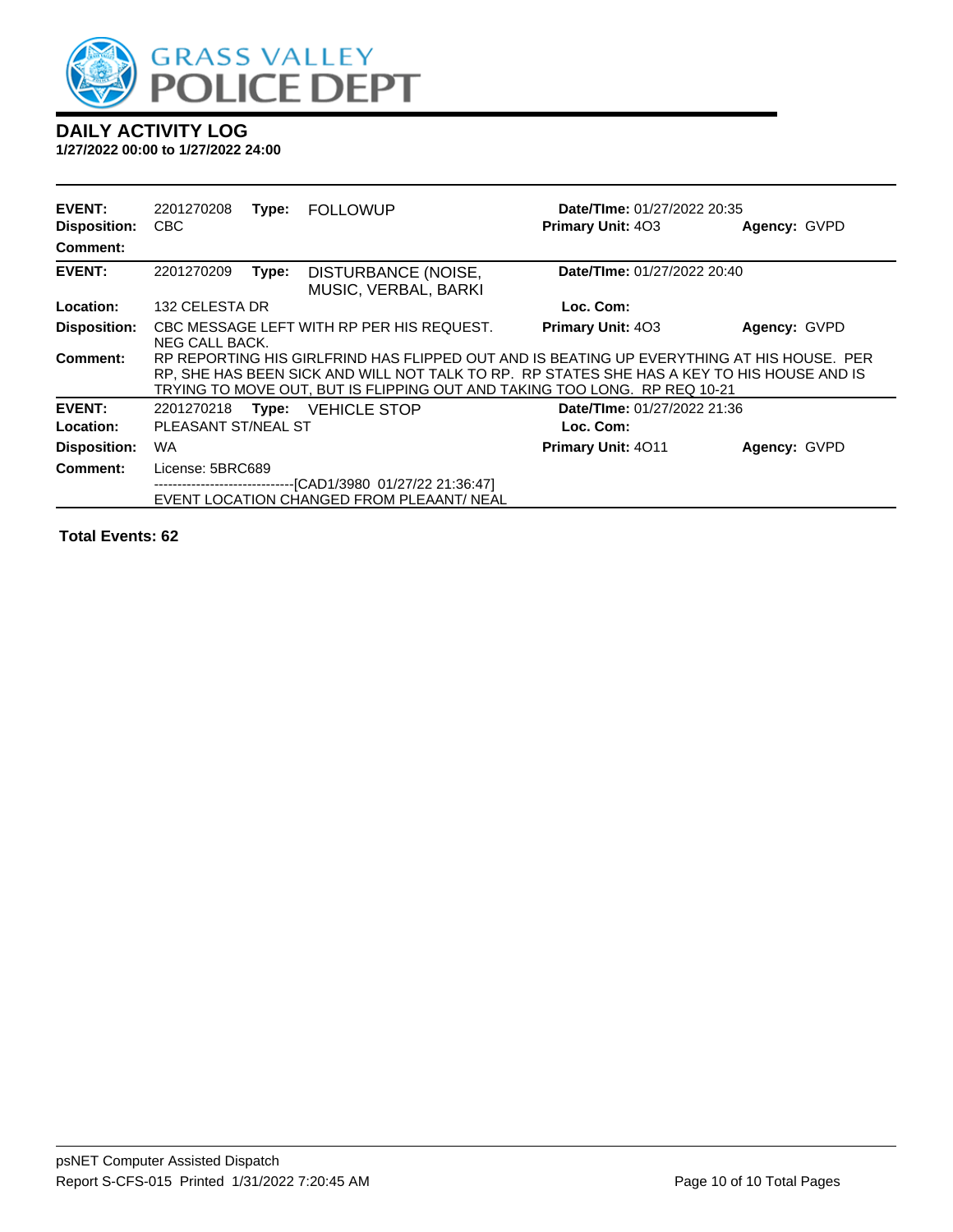GRASS VALLEY POLICE DEPT

## DAILY ACTIVITY LOG

**1/27/2022 00:00 to 1/27/2022 24:00**

| | | | | |
|---|---|---|---|---|
| **EVENT:** | 2201270208 **Type:** FOLLOWUP | **Date/TIme:** 01/27/2022 20:35 | | |
| **Disposition:** | CBC | **Primary Unit:** 4O3 | **Agency:** GVPD | |
| **Comment:** | | | | |

| | | | | |
|---|---|---|---|---|
| **EVENT:** | 2201270209 **Type:** DISTURBANCE (NOISE, MUSIC, VERBAL, BARKI | **Date/TIme:** 01/27/2022 20:40 | | |
| **Location:** | 132 CELESTA DR | **Loc. Com:** | | |
| **Disposition:** | CBC MESSAGE LEFT WITH RP PER HIS REQUEST. NEG CALL BACK. | **Primary Unit:** 4O3 | **Agency:** GVPD | |
| **Comment:** | RP REPORTING HIS GIRLFRIND HAS FLIPPED OUT AND IS BEATING UP EVERYTHING AT HIS HOUSE. PER RP, SHE HAS BEEN SICK AND WILL NOT TALK TO RP. RP STATES SHE HAS A KEY TO HIS HOUSE AND IS TRYING TO MOVE OUT, BUT IS FLIPPING OUT AND TAKING TOO LONG. RP REQ 10-21 | | | |

| | | | | |
|---|---|---|---|---|
| **EVENT:** | 2201270218 **Type:** VEHICLE STOP | **Date/TIme:** 01/27/2022 21:36 | | |
| **Location:** | PLEASANT ST/NEAL ST | **Loc. Com:** | | |
| **Disposition:** | WA | **Primary Unit:** 4O11 | **Agency:** GVPD | |
| **Comment:** | License: 5BRC689<br>------------------------------[CAD1/3980 01/27/22 21:36:47]<br>EVENT LOCATION CHANGED FROM PLEAANT/ NEAL | | | |

**Total Events: 62**

psNET Computer Assisted Dispatch
Report S-CFS-015 Printed 1/31/2022 7:20:45 AM